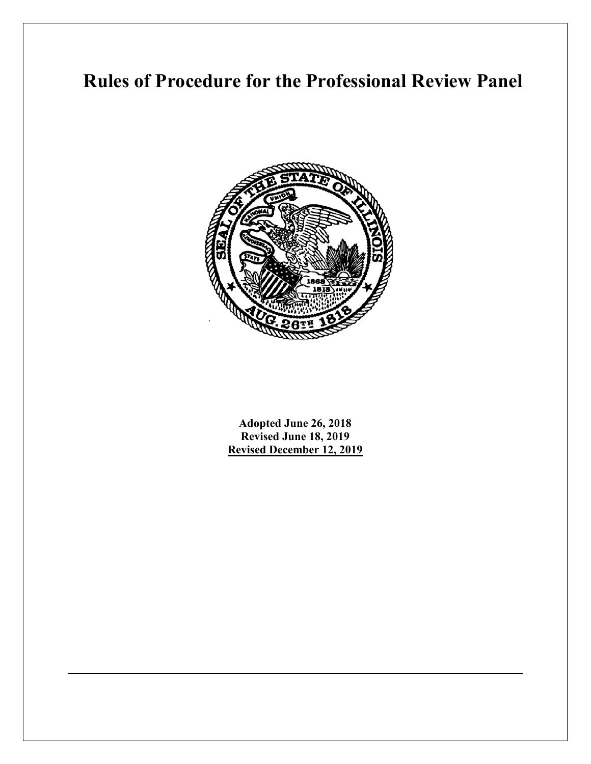# Rules of Procedure for the Professional Review Panel

**Adopted June 26, 2018**
**Revised June 18, 2019**
**Revised December 12, 2019**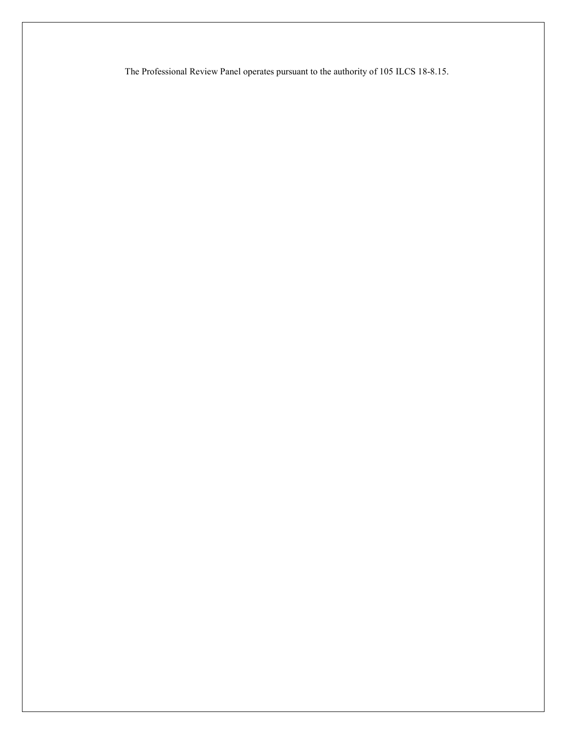The Professional Review Panel operates pursuant to the authority of 105 ILCS 18-8.15.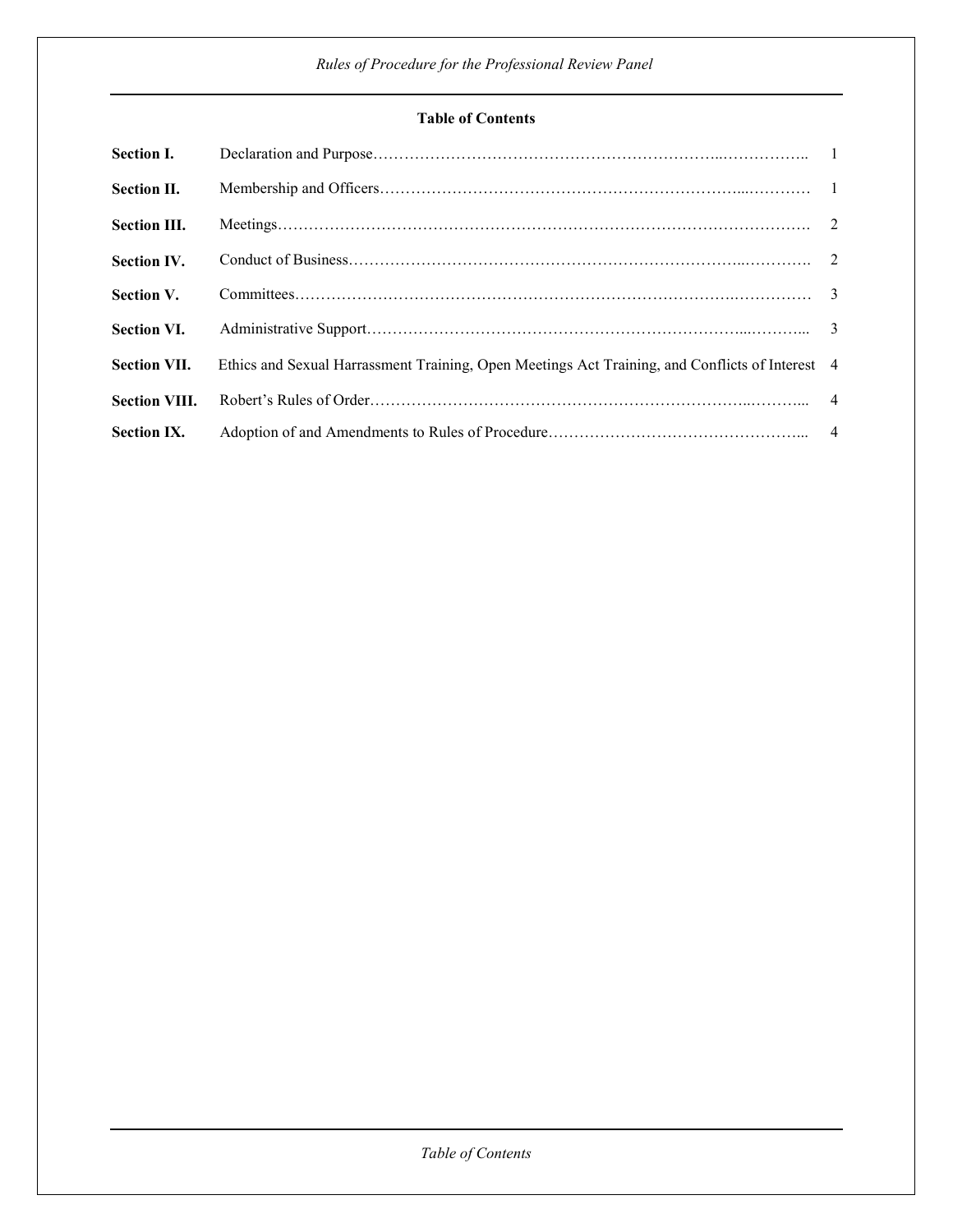## Table of Contents

| | | |
|---|---|---|
| **Section I.** | Declaration and Purpose | 1 |
| **Section II.** | Membership and Officers | 1 |
| **Section III.** | Meetings | 2 |
| **Section IV.** | Conduct of Business | 2 |
| **Section V.** | Committees | 3 |
| **Section VI.** | Administrative Support | 3 |
| **Section VII.** | Ethics and Sexual Harrassment Training, Open Meetings Act Training, and Conflicts of Interest | 4 |
| **Section VIII.** | Robert's Rules of Order | 4 |
| **Section IX.** | Adoption of and Amendments to Rules of Procedure | 4 |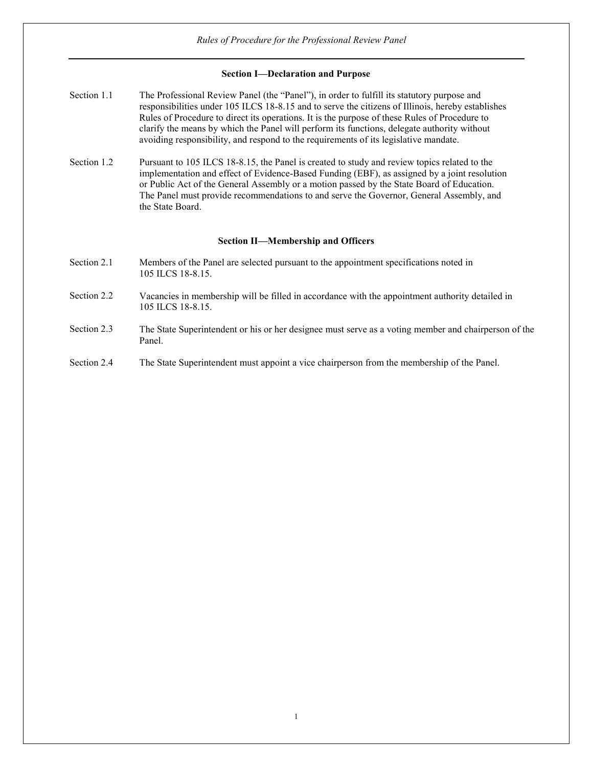### Section I—Declaration and Purpose

Section 1.1 The Professional Review Panel (the "Panel"), in order to fulfill its statutory purpose and responsibilities under 105 ILCS 18-8.15 and to serve the citizens of Illinois, hereby establishes Rules of Procedure to direct its operations. It is the purpose of these Rules of Procedure to clarify the means by which the Panel will perform its functions, delegate authority without avoiding responsibility, and respond to the requirements of its legislative mandate.

Section 1.2 Pursuant to 105 ILCS 18-8.15, the Panel is created to study and review topics related to the implementation and effect of Evidence-Based Funding (EBF), as assigned by a joint resolution or Public Act of the General Assembly or a motion passed by the State Board of Education. The Panel must provide recommendations to and serve the Governor, General Assembly, and the State Board.

### Section II—Membership and Officers

Section 2.1 Members of the Panel are selected pursuant to the appointment specifications noted in 105 ILCS 18-8.15.

Section 2.2 Vacancies in membership will be filled in accordance with the appointment authority detailed in 105 ILCS 18-8.15.

Section 2.3 The State Superintendent or his or her designee must serve as a voting member and chairperson of the Panel.

Section 2.4 The State Superintendent must appoint a vice chairperson from the membership of the Panel.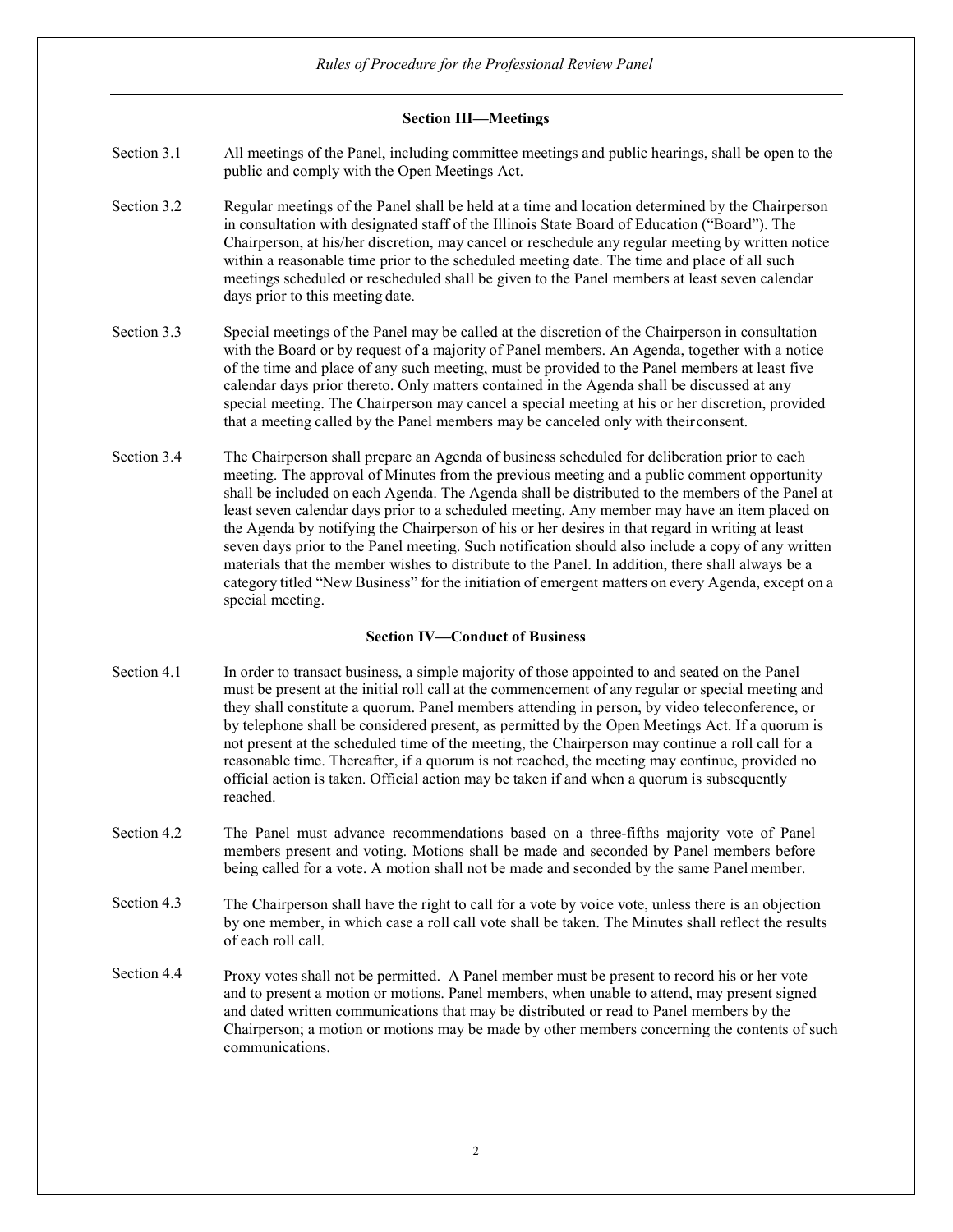## Section III—Meetings

Section 3.1 All meetings of the Panel, including committee meetings and public hearings, shall be open to the public and comply with the Open Meetings Act.

Section 3.2 Regular meetings of the Panel shall be held at a time and location determined by the Chairperson in consultation with designated staff of the Illinois State Board of Education ("Board"). The Chairperson, at his/her discretion, may cancel or reschedule any regular meeting by written notice within a reasonable time prior to the scheduled meeting date. The time and place of all such meetings scheduled or rescheduled shall be given to the Panel members at least seven calendar days prior to this meeting date.

Section 3.3 Special meetings of the Panel may be called at the discretion of the Chairperson in consultation with the Board or by request of a majority of Panel members. An Agenda, together with a notice of the time and place of any such meeting, must be provided to the Panel members at least five calendar days prior thereto. Only matters contained in the Agenda shall be discussed at any special meeting. The Chairperson may cancel a special meeting at his or her discretion, provided that a meeting called by the Panel members may be canceled only with their consent.

Section 3.4 The Chairperson shall prepare an Agenda of business scheduled for deliberation prior to each meeting. The approval of Minutes from the previous meeting and a public comment opportunity shall be included on each Agenda. The Agenda shall be distributed to the members of the Panel at least seven calendar days prior to a scheduled meeting. Any member may have an item placed on the Agenda by notifying the Chairperson of his or her desires in that regard in writing at least seven days prior to the Panel meeting. Such notification should also include a copy of any written materials that the member wishes to distribute to the Panel. In addition, there shall always be a category titled "New Business" for the initiation of emergent matters on every Agenda, except on a special meeting.

## Section IV—Conduct of Business

Section 4.1 In order to transact business, a simple majority of those appointed to and seated on the Panel must be present at the initial roll call at the commencement of any regular or special meeting and they shall constitute a quorum. Panel members attending in person, by video teleconference, or by telephone shall be considered present, as permitted by the Open Meetings Act. If a quorum is not present at the scheduled time of the meeting, the Chairperson may continue a roll call for a reasonable time. Thereafter, if a quorum is not reached, the meeting may continue, provided no official action is taken. Official action may be taken if and when a quorum is subsequently reached.

Section 4.2 The Panel must advance recommendations based on a three-fifths majority vote of Panel members present and voting. Motions shall be made and seconded by Panel members before being called for a vote. A motion shall not be made and seconded by the same Panel member.

Section 4.3 The Chairperson shall have the right to call for a vote by voice vote, unless there is an objection by one member, in which case a roll call vote shall be taken. The Minutes shall reflect the results of each roll call.

Section 4.4 Proxy votes shall not be permitted. A Panel member must be present to record his or her vote and to present a motion or motions. Panel members, when unable to attend, may present signed and dated written communications that may be distributed or read to Panel members by the Chairperson; a motion or motions may be made by other members concerning the contents of such communications.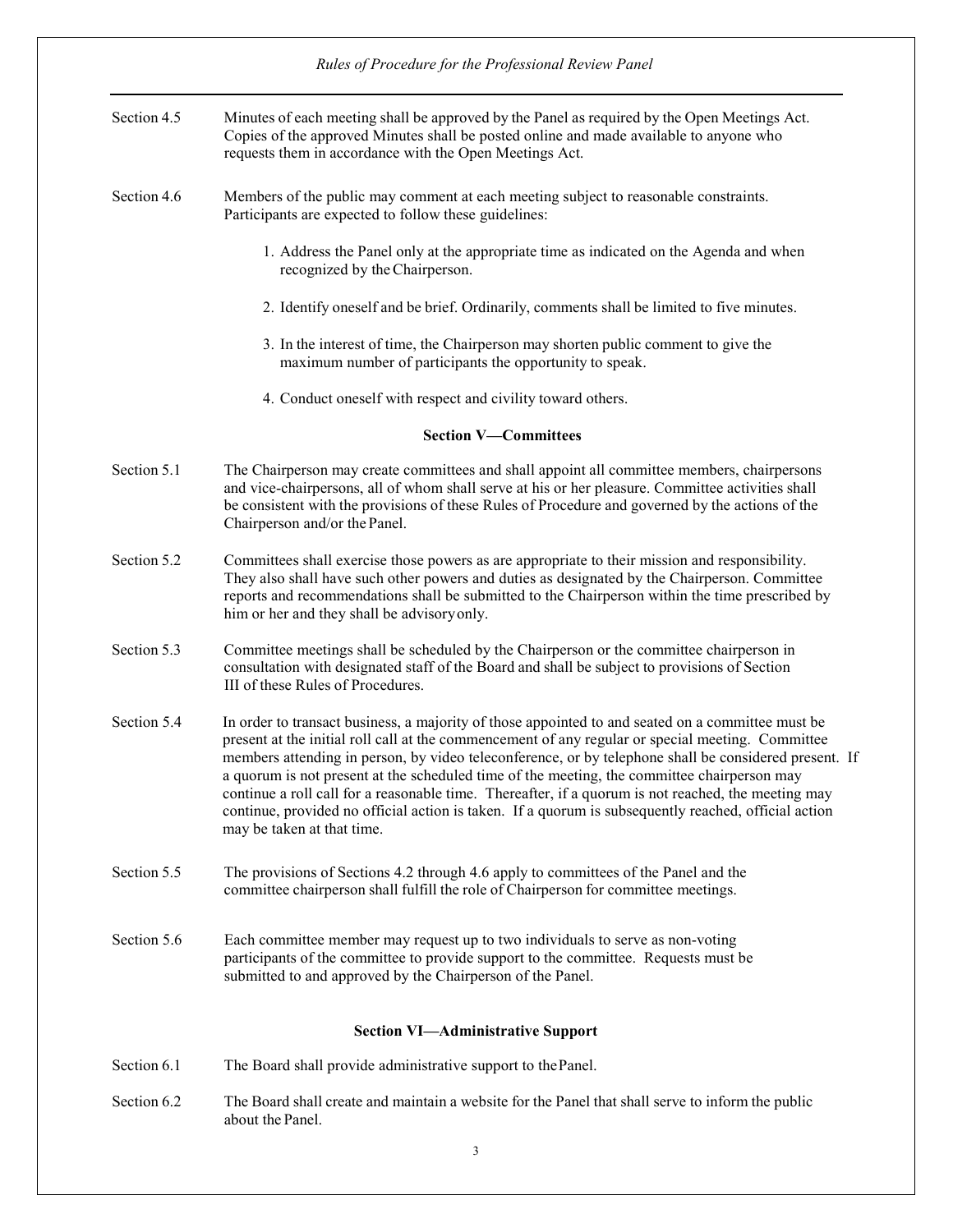Section 4.5 Minutes of each meeting shall be approved by the Panel as required by the Open Meetings Act. Copies of the approved Minutes shall be posted online and made available to anyone who requests them in accordance with the Open Meetings Act.

Section 4.6 Members of the public may comment at each meeting subject to reasonable constraints. Participants are expected to follow these guidelines:

1. Address the Panel only at the appropriate time as indicated on the Agenda and when recognized by the Chairperson.
2. Identify oneself and be brief. Ordinarily, comments shall be limited to five minutes.
3. In the interest of time, the Chairperson may shorten public comment to give the maximum number of participants the opportunity to speak.
4. Conduct oneself with respect and civility toward others.

## Section V—Committees

Section 5.1 The Chairperson may create committees and shall appoint all committee members, chairpersons and vice-chairpersons, all of whom shall serve at his or her pleasure. Committee activities shall be consistent with the provisions of these Rules of Procedure and governed by the actions of the Chairperson and/or the Panel.

Section 5.2 Committees shall exercise those powers as are appropriate to their mission and responsibility. They also shall have such other powers and duties as designated by the Chairperson. Committee reports and recommendations shall be submitted to the Chairperson within the time prescribed by him or her and they shall be advisory only.

Section 5.3 Committee meetings shall be scheduled by the Chairperson or the committee chairperson in consultation with designated staff of the Board and shall be subject to provisions of Section III of these Rules of Procedures.

Section 5.4 In order to transact business, a majority of those appointed to and seated on a committee must be present at the initial roll call at the commencement of any regular or special meeting. Committee members attending in person, by video teleconference, or by telephone shall be considered present. If a quorum is not present at the scheduled time of the meeting, the committee chairperson may continue a roll call for a reasonable time. Thereafter, if a quorum is not reached, the meeting may continue, provided no official action is taken. If a quorum is subsequently reached, official action may be taken at that time.

Section 5.5 The provisions of Sections 4.2 through 4.6 apply to committees of the Panel and the committee chairperson shall fulfill the role of Chairperson for committee meetings.

Section 5.6 Each committee member may request up to two individuals to serve as non-voting participants of the committee to provide support to the committee. Requests must be submitted to and approved by the Chairperson of the Panel.

## Section VI—Administrative Support

Section 6.1 The Board shall provide administrative support to the Panel.

Section 6.2 The Board shall create and maintain a website for the Panel that shall serve to inform the public about the Panel.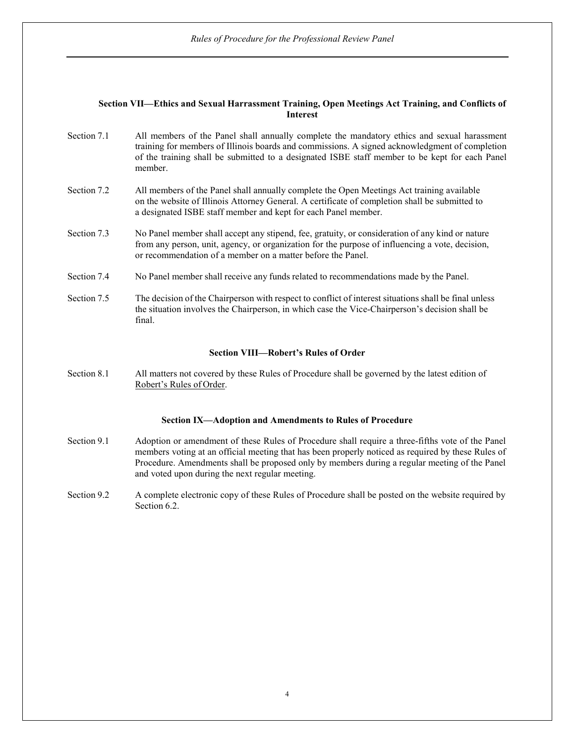### Section VII—Ethics and Sexual Harrassment Training, Open Meetings Act Training, and Conflicts of Interest

Section 7.1 All members of the Panel shall annually complete the mandatory ethics and sexual harassment training for members of Illinois boards and commissions. A signed acknowledgment of completion of the training shall be submitted to a designated ISBE staff member to be kept for each Panel member.

Section 7.2 All members of the Panel shall annually complete the Open Meetings Act training available on the website of Illinois Attorney General. A certificate of completion shall be submitted to a designated ISBE staff member and kept for each Panel member.

Section 7.3 No Panel member shall accept any stipend, fee, gratuity, or consideration of any kind or nature from any person, unit, agency, or organization for the purpose of influencing a vote, decision, or recommendation of a member on a matter before the Panel.

Section 7.4 No Panel member shall receive any funds related to recommendations made by the Panel.

Section 7.5 The decision of the Chairperson with respect to conflict of interest situations shall be final unless the situation involves the Chairperson, in which case the Vice-Chairperson's decision shall be final.

### Section VIII—Robert's Rules of Order

Section 8.1 All matters not covered by these Rules of Procedure shall be governed by the latest edition of Robert's Rules of Order.

### Section IX—Adoption and Amendments to Rules of Procedure

Section 9.1 Adoption or amendment of these Rules of Procedure shall require a three-fifths vote of the Panel members voting at an official meeting that has been properly noticed as required by these Rules of Procedure. Amendments shall be proposed only by members during a regular meeting of the Panel and voted upon during the next regular meeting.

Section 9.2 A complete electronic copy of these Rules of Procedure shall be posted on the website required by Section 6.2.